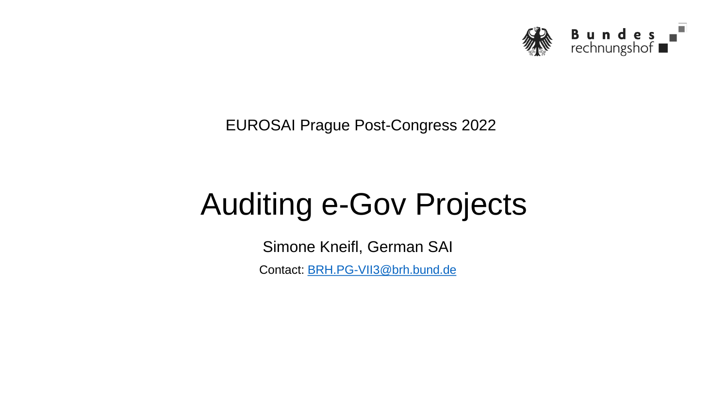Bundes rechnungshof

EUROSAI Prague Post-Congress 2022

# Auditing e-Gov Projects

Simone Kneifl, German SAI

Contact: [BRH.PG-VII3@brh.bund.de](mailto:BRH.PG-VII3@brh.bund.de)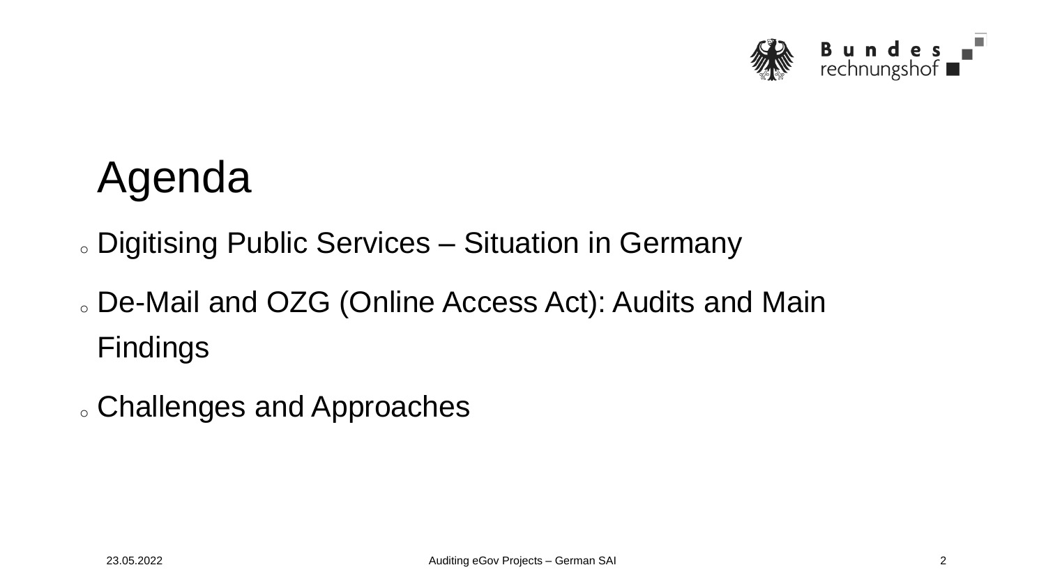# Agenda

- Digitising Public Services – Situation in Germany
- De-Mail and OZG (Online Access Act): Audits and Main Findings
- Challenges and Approaches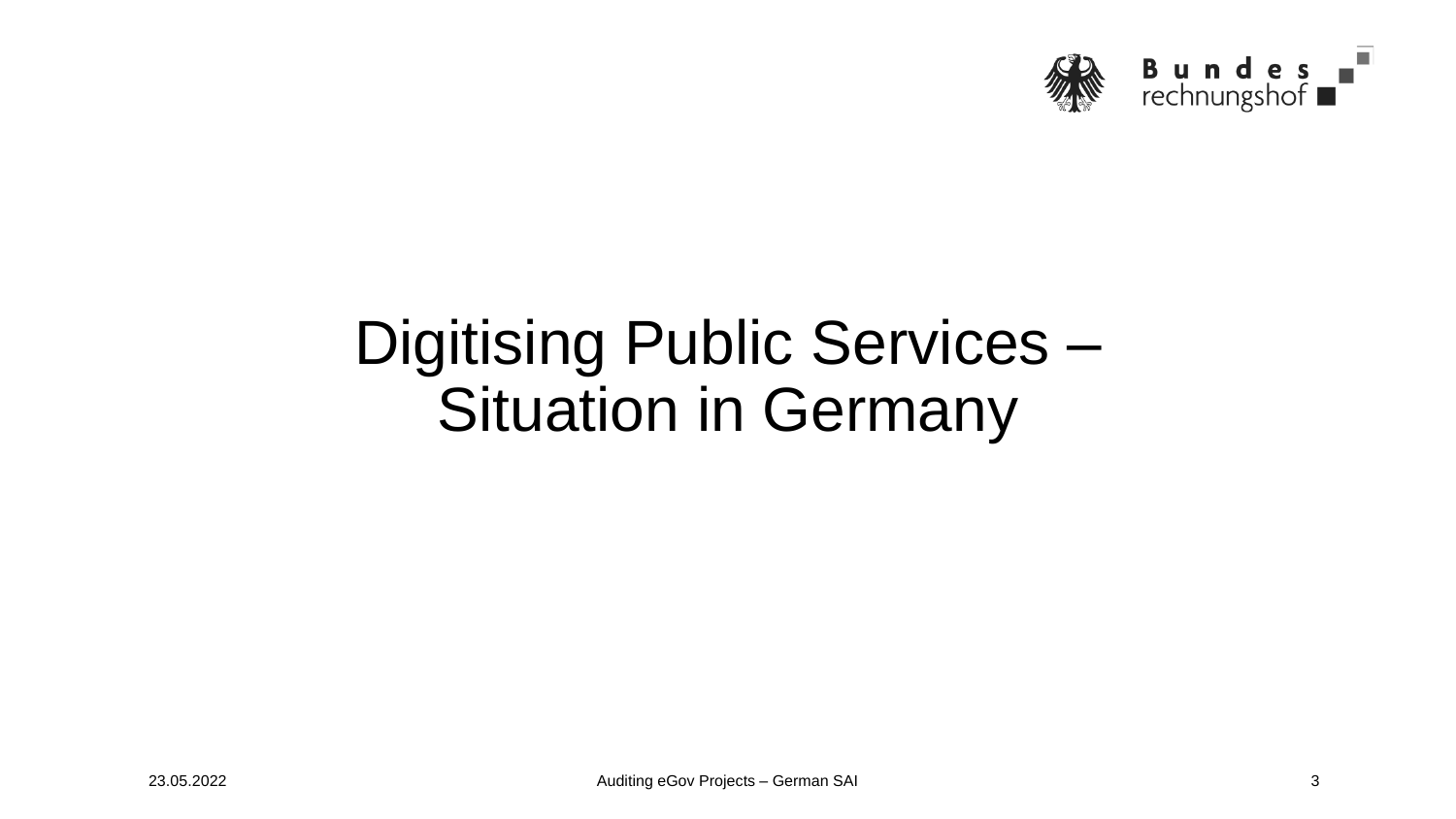# Digitising Public Services – Situation in Germany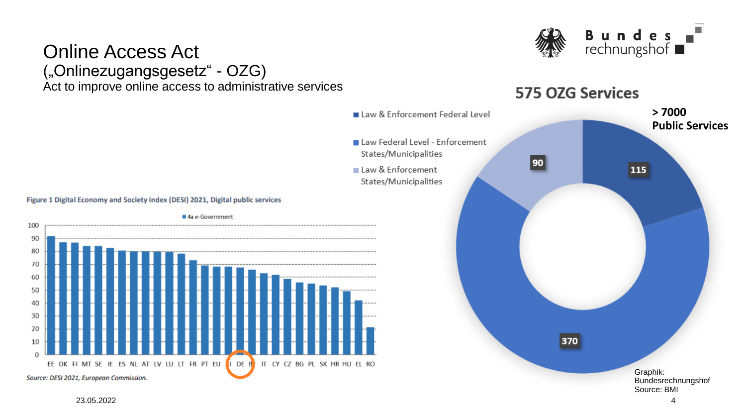# Online Access Act

## („Onlinezugangsgesetz“ - OZG)

Act to improve online access to administrative services

**Figure 1 Digital Economy and Society Index (DESI) 2021, Digital public services**

■ 4a e-Government

EE DK FI MT SE IE ES NL AT LV LU LT FR PT EU SI DE BE IT CY CZ BG PL SK HR HU EL RO

*Source: DESI 2021, European Commission.*

## 575 OZG Services

**> 7000 Public Services**

- Law & Enforcement Federal Level: 115
- Law Federal Level - Enforcement States/Municipalities: 370
- Law & Enforcement States/Municipalities: 90

Graphik: Bundesrechnungshof
Source: BMI

23.05.2022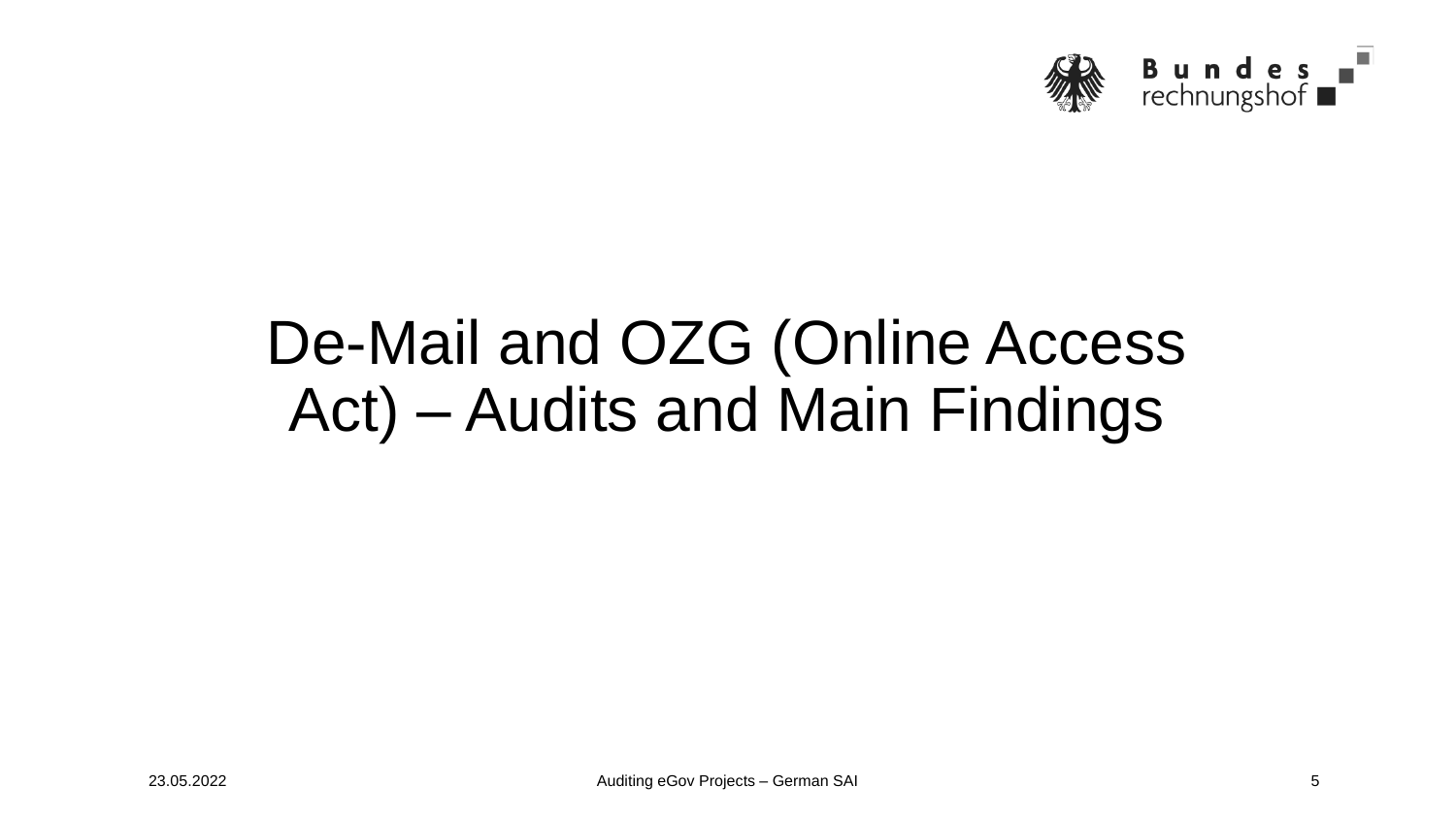# De-Mail and OZG (Online Access Act) – Audits and Main Findings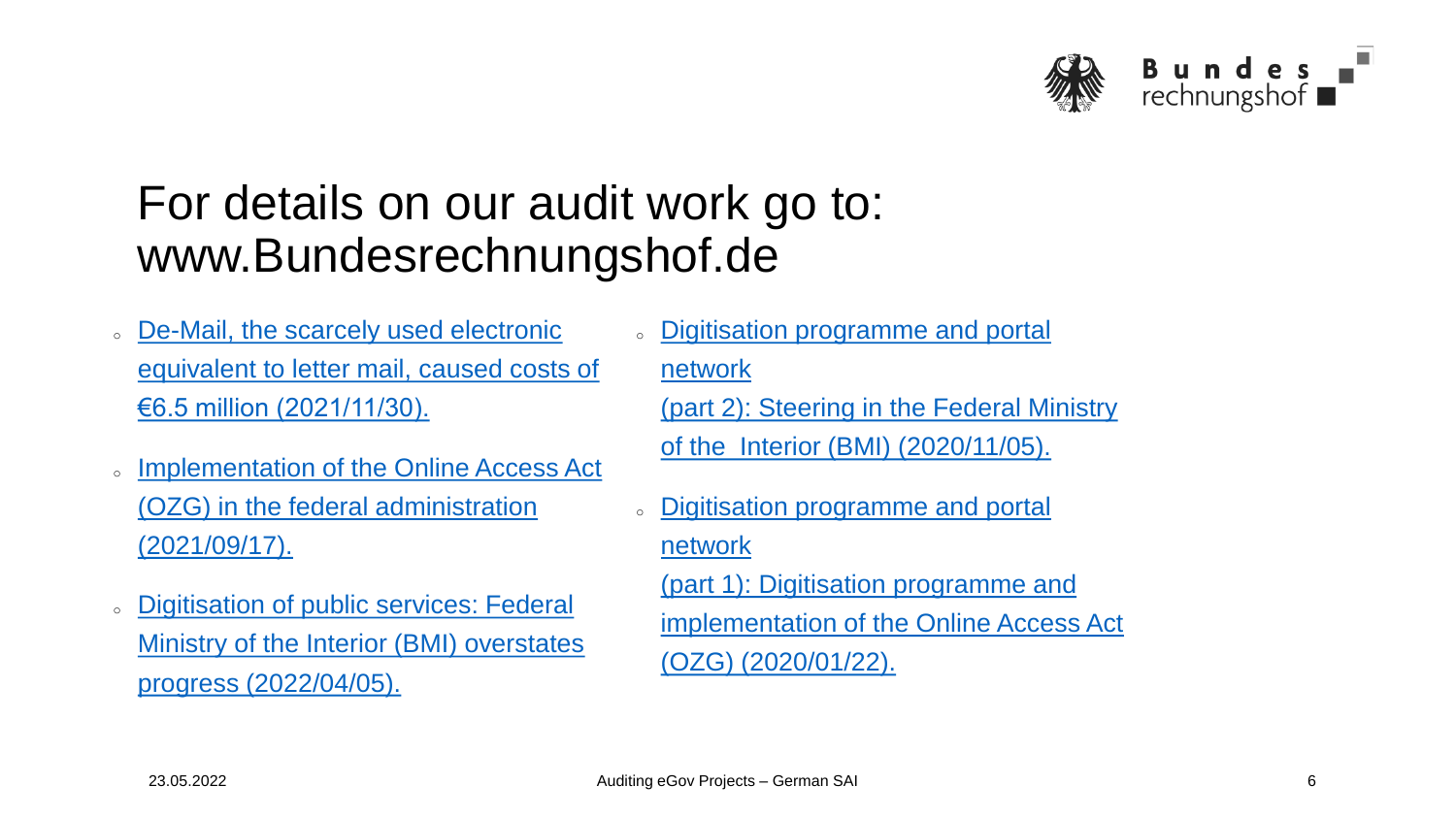# For details on our audit work go to: www.Bundesrechnungshof.de

- De-Mail, the scarcely used electronic equivalent to letter mail, caused costs of €6.5 million (2021/11/30).
- Implementation of the Online Access Act (OZG) in the federal administration (2021/09/17).
- Digitisation of public services: Federal Ministry of the Interior (BMI) overstates progress (2022/04/05).
- Digitisation programme and portal network (part 2): Steering in the Federal Ministry of the Interior (BMI) (2020/11/05).
- Digitisation programme and portal network (part 1): Digitisation programme and implementation of the Online Access Act (OZG) (2020/01/22).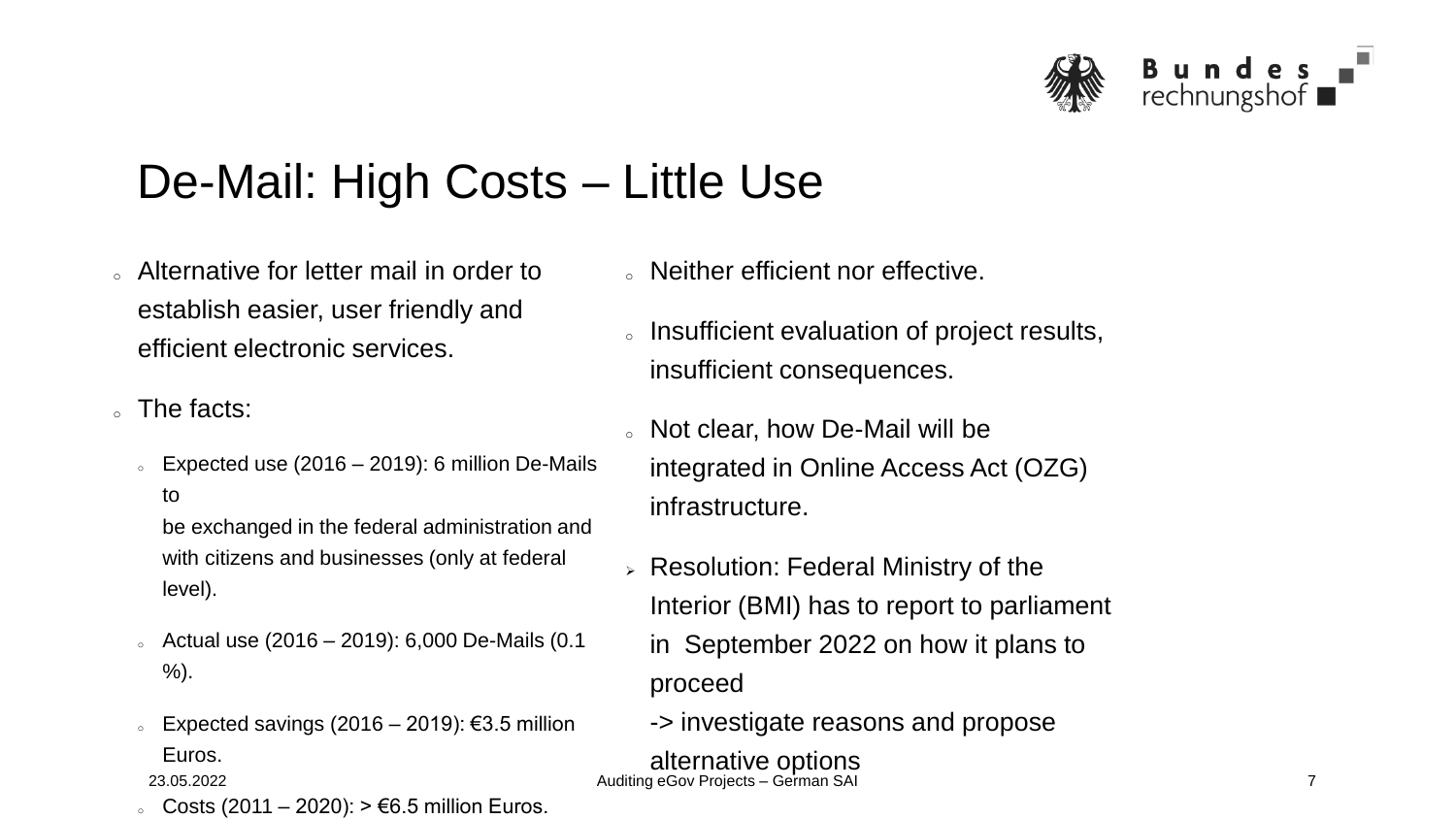# De-Mail: High Costs – Little Use

- Alternative for letter mail in order to establish easier, user friendly and efficient electronic services.
- The facts:
  - Expected use (2016 – 2019): 6 million De-Mails to be exchanged in the federal administration and with citizens and businesses (only at federal level).
  - Actual use (2016 – 2019): 6,000 De-Mails (0.1 %).
  - Expected savings (2016 – 2019): €3.5 million Euros.
  - Costs (2011 – 2020): > €6.5 million Euros.

- Neither efficient nor effective.
- Insufficient evaluation of project results, insufficient consequences.
- Not clear, how De-Mail will be integrated in Online Access Act (OZG) infrastructure.

➢ Resolution: Federal Ministry of the Interior (BMI) has to report to parliament in September 2022 on how it plans to proceed
-> investigate reasons and propose alternative options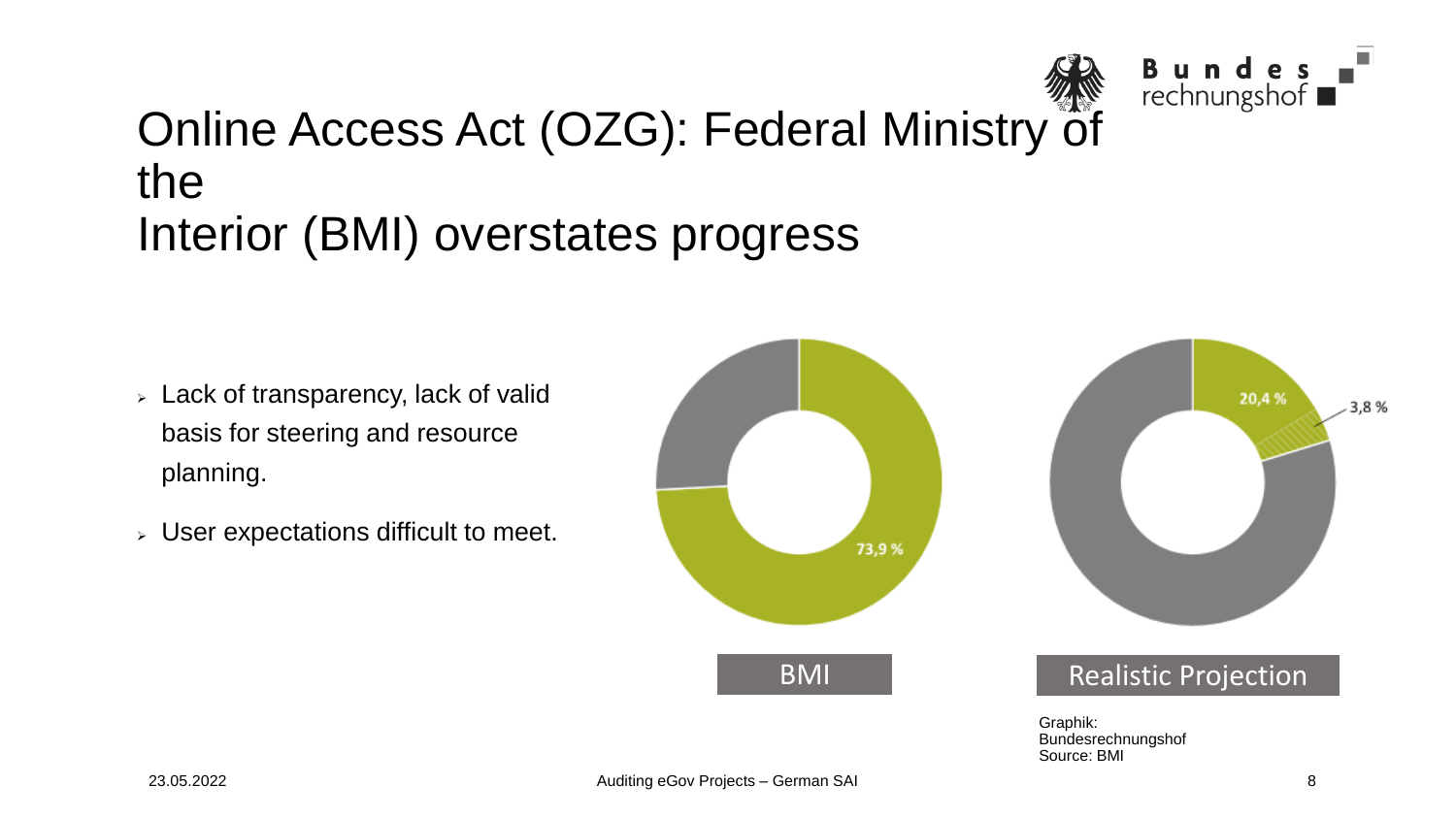# Online Access Act (OZG): Federal Ministry of the Interior (BMI) overstates progress

- Lack of transparency, lack of valid basis for steering and resource planning.
- User expectations difficult to meet.

73,9 %

BMI

20,4 %

3,8 %

Realistic Projection

Graphik: Bundesrechnungshof
Source: BMI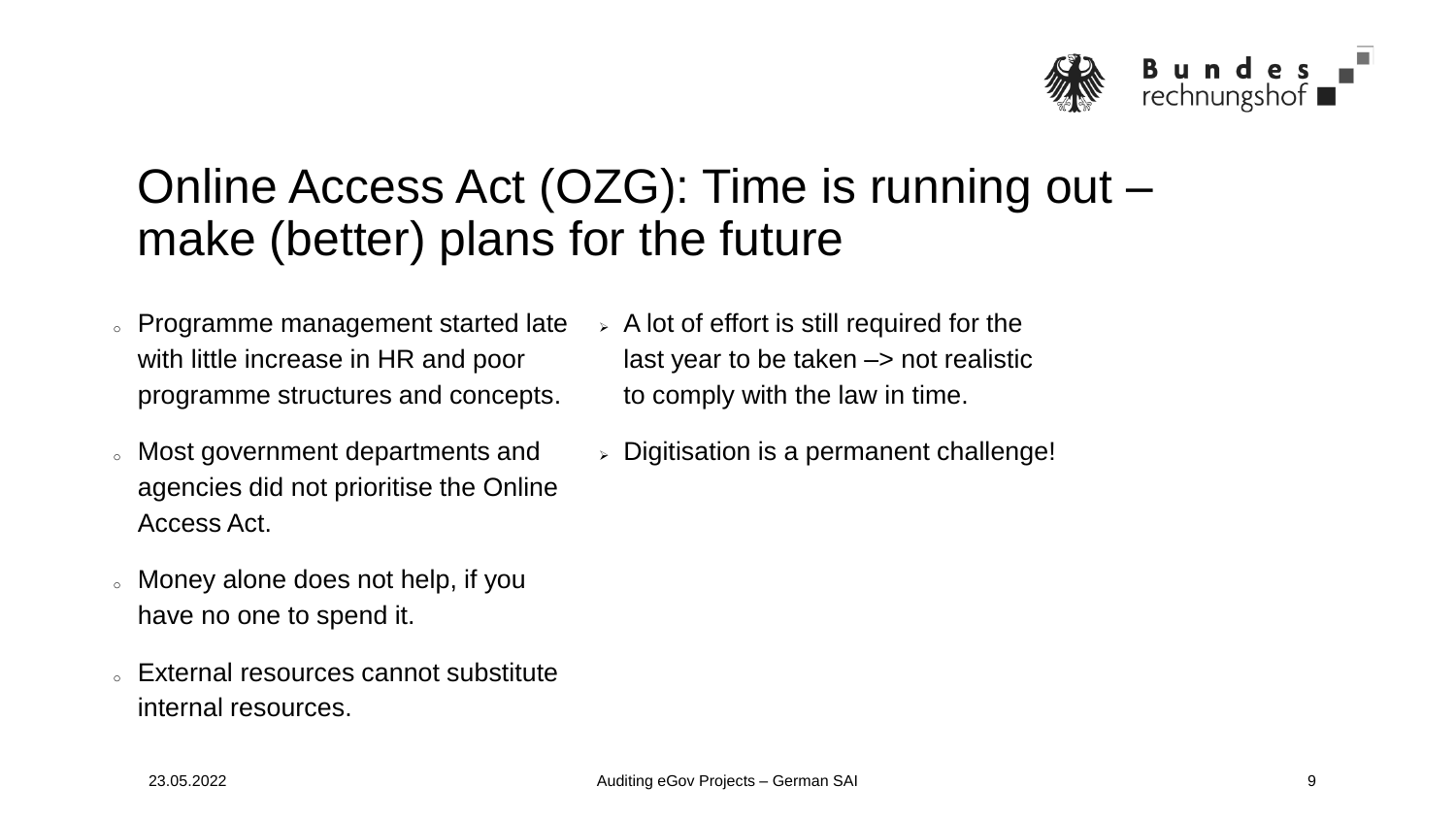# Online Access Act (OZG): Time is running out – make (better) plans for the future

- Programme management started late with little increase in HR and poor programme structures and concepts.
- Most government departments and agencies did not prioritise the Online Access Act.
- Money alone does not help, if you have no one to spend it.
- External resources cannot substitute internal resources.

- A lot of effort is still required for the last year to be taken –> not realistic to comply with the law in time.
- Digitisation is a permanent challenge!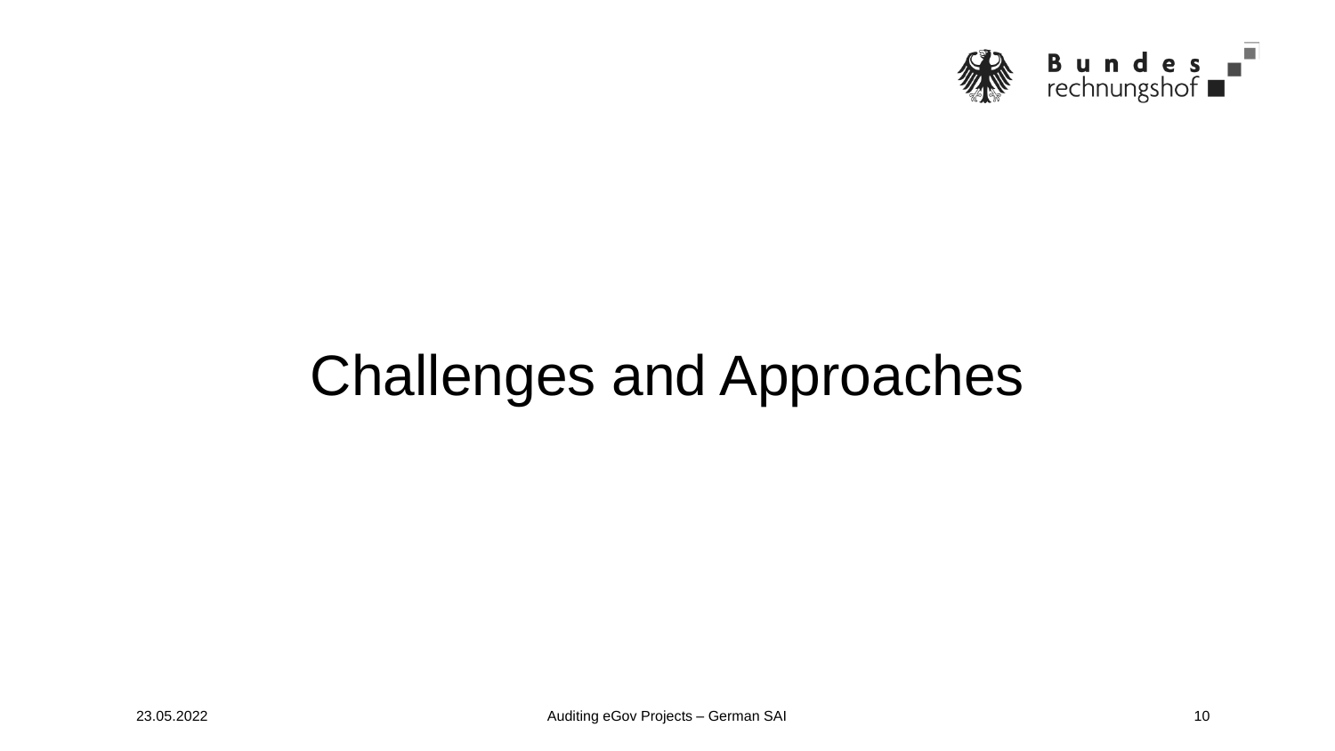# Challenges and Approaches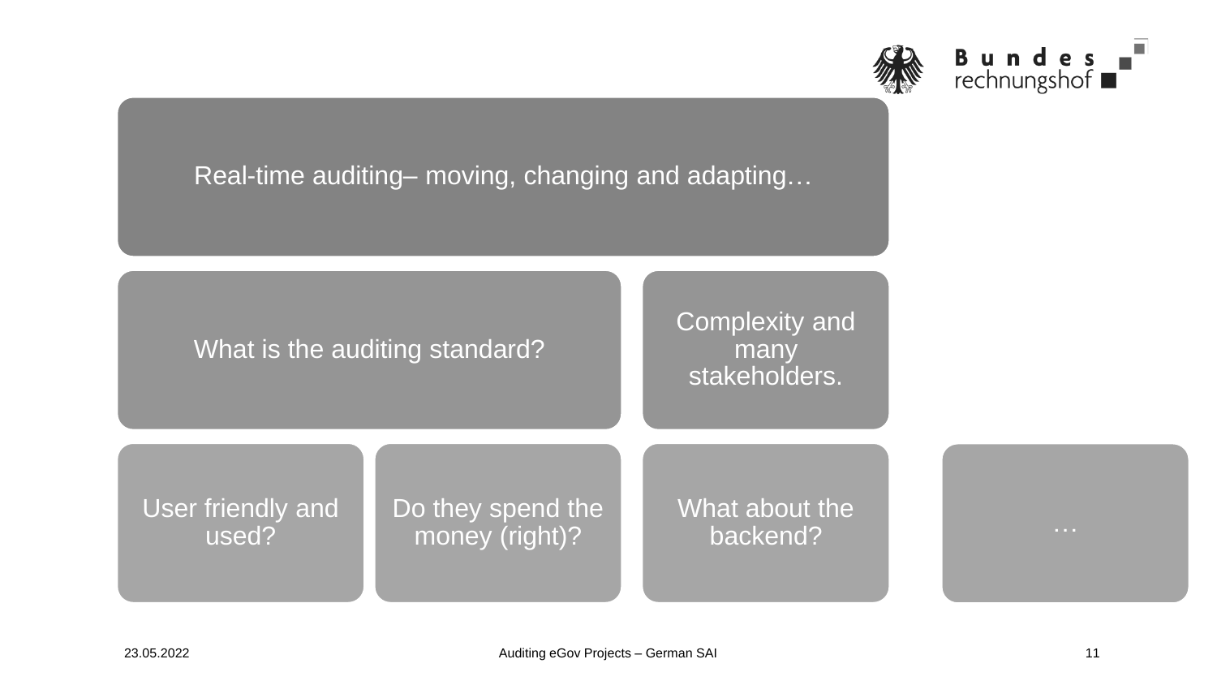# Real-time auditing– moving, changing and adapting…

What is the auditing standard?

Complexity and many stakeholders.

User friendly and used?

Do they spend the money (right)?

What about the backend?

…